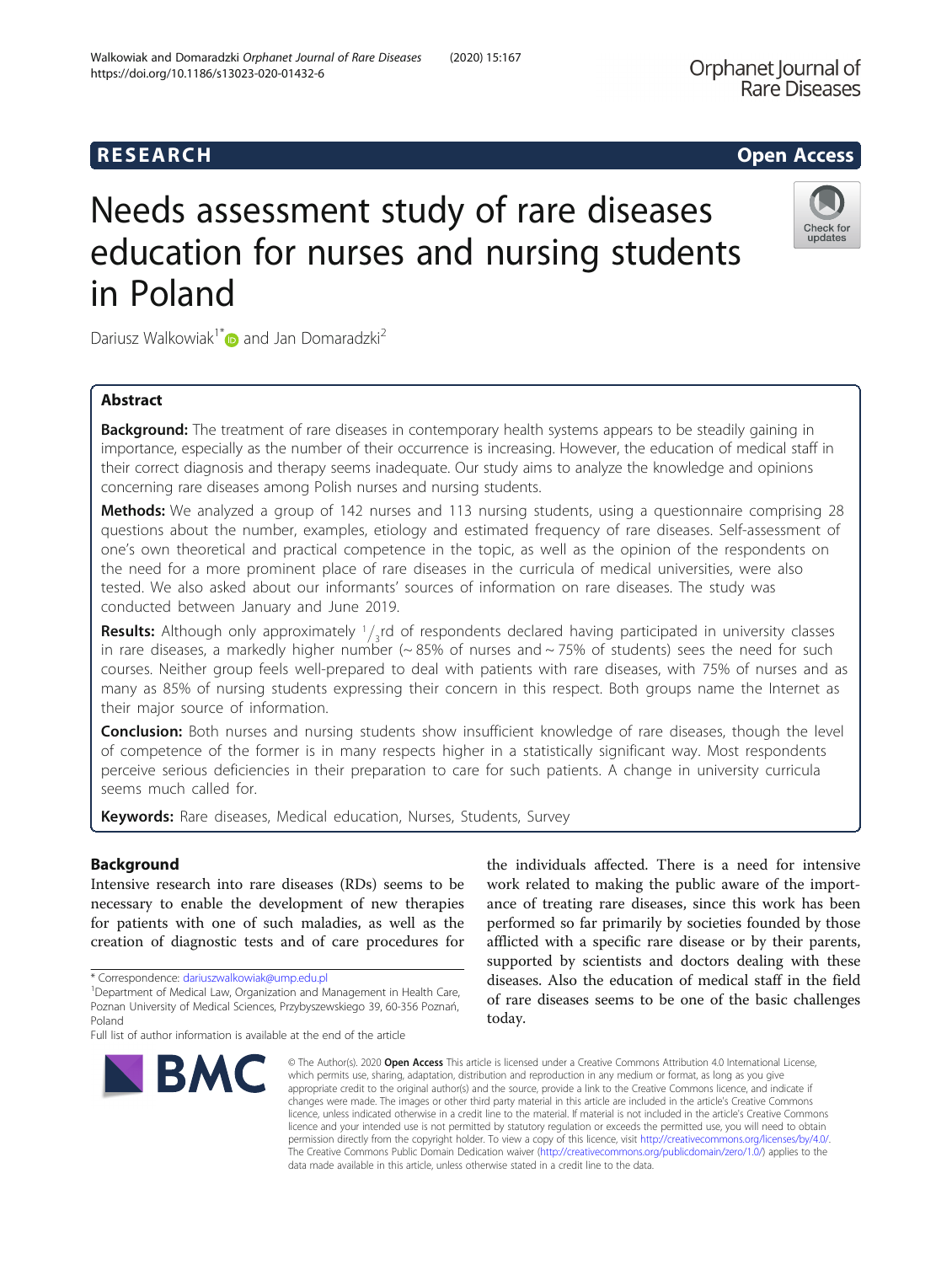**RESEARCH** **Open Access**

# Needs assessment study of rare diseases education for nurses and nursing students in Poland

Dariusz Walkowiak[1*] and Jan Domaradzki[2]

## Abstract

**Background:** The treatment of rare diseases in contemporary health systems appears to be steadily gaining in importance, especially as the number of their occurrence is increasing. However, the education of medical staff in their correct diagnosis and therapy seems inadequate. Our study aims to analyze the knowledge and opinions concerning rare diseases among Polish nurses and nursing students.

**Methods:** We analyzed a group of 142 nurses and 113 nursing students, using a questionnaire comprising 28 questions about the number, examples, etiology and estimated frequency of rare diseases. Self-assessment of one's own theoretical and practical competence in the topic, as well as the opinion of the respondents on the need for a more prominent place of rare diseases in the curricula of medical universities, were also tested. We also asked about our informants' sources of information on rare diseases. The study was conducted between January and June 2019.

**Results:** Although only approximately $^1/_3$rd of respondents declared having participated in university classes in rare diseases, a markedly higher number (~ 85% of nurses and ~ 75% of students) sees the need for such courses. Neither group feels well-prepared to deal with patients with rare diseases, with 75% of nurses and as many as 85% of nursing students expressing their concern in this respect. Both groups name the Internet as their major source of information.

**Conclusion:** Both nurses and nursing students show insufficient knowledge of rare diseases, though the level of competence of the former is in many respects higher in a statistically significant way. Most respondents perceive serious deficiencies in their preparation to care for such patients. A change in university curricula seems much called for.

**Keywords:** Rare diseases, Medical education, Nurses, Students, Survey

## Background

Intensive research into rare diseases (RDs) seems to be necessary to enable the development of new therapies for patients with one of such maladies, as well as the creation of diagnostic tests and of care procedures for the individuals affected. There is a need for intensive work related to making the public aware of the importance of treating rare diseases, since this work has been performed so far primarily by societies founded by those afflicted with a specific rare disease or by their parents, supported by scientists and doctors dealing with these diseases. Also the education of medical staff in the field of rare diseases seems to be one of the basic challenges today.

\* Correspondence: dariuszwalkowiak@ump.edu.pl

[1]Department of Medical Law, Organization and Management in Health Care, Poznan University of Medical Sciences, Przybyszewskiego 39, 60-356 Poznań, Poland

Full list of author information is available at the end of the article

© The Author(s). 2020 **Open Access** This article is licensed under a Creative Commons Attribution 4.0 International License, which permits use, sharing, adaptation, distribution and reproduction in any medium or format, as long as you give appropriate credit to the original author(s) and the source, provide a link to the Creative Commons licence, and indicate if changes were made. The images or other third party material in this article are included in the article's Creative Commons licence, unless indicated otherwise in a credit line to the material. If material is not included in the article's Creative Commons licence and your intended use is not permitted by statutory regulation or exceeds the permitted use, you will need to obtain permission directly from the copyright holder. To view a copy of this licence, visit http://creativecommons.org/licenses/by/4.0/. The Creative Commons Public Domain Dedication waiver (http://creativecommons.org/publicdomain/zero/1.0/) applies to the data made available in this article, unless otherwise stated in a credit line to the data.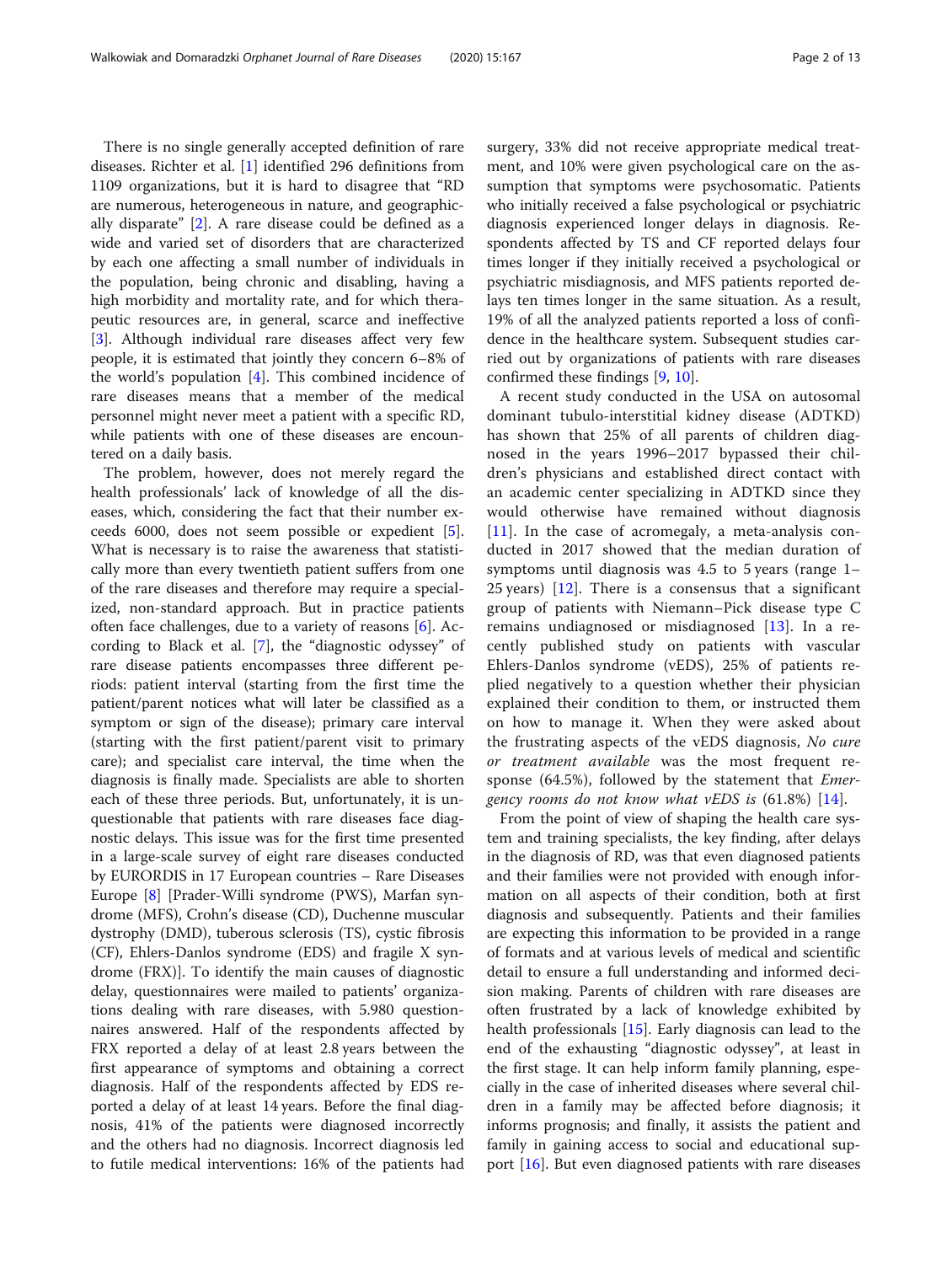There is no single generally accepted definition of rare diseases. Richter et al. [1] identified 296 definitions from 1109 organizations, but it is hard to disagree that "RD are numerous, heterogeneous in nature, and geographically disparate" [2]. A rare disease could be defined as a wide and varied set of disorders that are characterized by each one affecting a small number of individuals in the population, being chronic and disabling, having a high morbidity and mortality rate, and for which therapeutic resources are, in general, scarce and ineffective [3]. Although individual rare diseases affect very few people, it is estimated that jointly they concern 6–8% of the world's population [4]. This combined incidence of rare diseases means that a member of the medical personnel might never meet a patient with a specific RD, while patients with one of these diseases are encountered on a daily basis.

The problem, however, does not merely regard the health professionals' lack of knowledge of all the diseases, which, considering the fact that their number exceeds 6000, does not seem possible or expedient [5]. What is necessary is to raise the awareness that statistically more than every twentieth patient suffers from one of the rare diseases and therefore may require a specialized, non-standard approach. But in practice patients often face challenges, due to a variety of reasons [6]. According to Black et al. [7], the "diagnostic odyssey" of rare disease patients encompasses three different periods: patient interval (starting from the first time the patient/parent notices what will later be classified as a symptom or sign of the disease); primary care interval (starting with the first patient/parent visit to primary care); and specialist care interval, the time when the diagnosis is finally made. Specialists are able to shorten each of these three periods. But, unfortunately, it is unquestionable that patients with rare diseases face diagnostic delays. This issue was for the first time presented in a large-scale survey of eight rare diseases conducted by EURORDIS in 17 European countries – Rare Diseases Europe [8] [Prader-Willi syndrome (PWS), Marfan syndrome (MFS), Crohn's disease (CD), Duchenne muscular dystrophy (DMD), tuberous sclerosis (TS), cystic fibrosis (CF), Ehlers-Danlos syndrome (EDS) and fragile X syndrome (FRX)]. To identify the main causes of diagnostic delay, questionnaires were mailed to patients' organizations dealing with rare diseases, with 5.980 questionnaires answered. Half of the respondents affected by FRX reported a delay of at least 2.8 years between the first appearance of symptoms and obtaining a correct diagnosis. Half of the respondents affected by EDS reported a delay of at least 14 years. Before the final diagnosis, 41% of the patients were diagnosed incorrectly and the others had no diagnosis. Incorrect diagnosis led to futile medical interventions: 16% of the patients had surgery, 33% did not receive appropriate medical treatment, and 10% were given psychological care on the assumption that symptoms were psychosomatic. Patients who initially received a false psychological or psychiatric diagnosis experienced longer delays in diagnosis. Respondents affected by TS and CF reported delays four times longer if they initially received a psychological or psychiatric misdiagnosis, and MFS patients reported delays ten times longer in the same situation. As a result, 19% of all the analyzed patients reported a loss of confidence in the healthcare system. Subsequent studies carried out by organizations of patients with rare diseases confirmed these findings [9, 10].

A recent study conducted in the USA on autosomal dominant tubulo-interstitial kidney disease (ADTKD) has shown that 25% of all parents of children diagnosed in the years 1996–2017 bypassed their children's physicians and established direct contact with an academic center specializing in ADTKD since they would otherwise have remained without diagnosis [11]. In the case of acromegaly, a meta-analysis conducted in 2017 showed that the median duration of symptoms until diagnosis was 4.5 to 5 years (range 1–25 years) [12]. There is a consensus that a significant group of patients with Niemann–Pick disease type C remains undiagnosed or misdiagnosed [13]. In a recently published study on patients with vascular Ehlers-Danlos syndrome (vEDS), 25% of patients replied negatively to a question whether their physician explained their condition to them, or instructed them on how to manage it. When they were asked about the frustrating aspects of the vEDS diagnosis, *No cure or treatment available* was the most frequent response (64.5%), followed by the statement that *Emergency rooms do not know what vEDS is* (61.8%) [14].

From the point of view of shaping the health care system and training specialists, the key finding, after delays in the diagnosis of RD, was that even diagnosed patients and their families were not provided with enough information on all aspects of their condition, both at first diagnosis and subsequently. Patients and their families are expecting this information to be provided in a range of formats and at various levels of medical and scientific detail to ensure a full understanding and informed decision making. Parents of children with rare diseases are often frustrated by a lack of knowledge exhibited by health professionals [15]. Early diagnosis can lead to the end of the exhausting "diagnostic odyssey", at least in the first stage. It can help inform family planning, especially in the case of inherited diseases where several children in a family may be affected before diagnosis; it informs prognosis; and finally, it assists the patient and family in gaining access to social and educational support [16]. But even diagnosed patients with rare diseases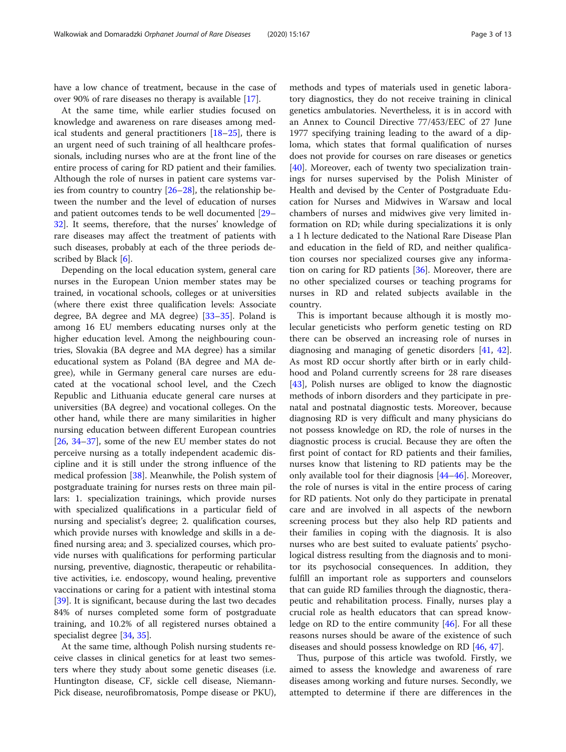have a low chance of treatment, because in the case of over 90% of rare diseases no therapy is available [17].

At the same time, while earlier studies focused on knowledge and awareness on rare diseases among medical students and general practitioners [18–25], there is an urgent need of such training of all healthcare professionals, including nurses who are at the front line of the entire process of caring for RD patient and their families. Although the role of nurses in patient care systems varies from country to country [26–28], the relationship between the number and the level of education of nurses and patient outcomes tends to be well documented [29–32]. It seems, therefore, that the nurses' knowledge of rare diseases may affect the treatment of patients with such diseases, probably at each of the three periods described by Black [6].

Depending on the local education system, general care nurses in the European Union member states may be trained, in vocational schools, colleges or at universities (where there exist three qualification levels: Associate degree, BA degree and MA degree) [33–35]. Poland is among 16 EU members educating nurses only at the higher education level. Among the neighbouring countries, Slovakia (BA degree and MA degree) has a similar educational system as Poland (BA degree and MA degree), while in Germany general care nurses are educated at the vocational school level, and the Czech Republic and Lithuania educate general care nurses at universities (BA degree) and vocational colleges. On the other hand, while there are many similarities in higher nursing education between different European countries [26, 34–37], some of the new EU member states do not perceive nursing as a totally independent academic discipline and it is still under the strong influence of the medical profession [38]. Meanwhile, the Polish system of postgraduate training for nurses rests on three main pillars: 1. specialization trainings, which provide nurses with specialized qualifications in a particular field of nursing and specialist's degree; 2. qualification courses, which provide nurses with knowledge and skills in a defined nursing area; and 3. specialized courses, which provide nurses with qualifications for performing particular nursing, preventive, diagnostic, therapeutic or rehabilitative activities, i.e. endoscopy, wound healing, preventive vaccinations or caring for a patient with intestinal stoma [39]. It is significant, because during the last two decades 84% of nurses completed some form of postgraduate training, and 10.2% of all registered nurses obtained a specialist degree [34, 35].

At the same time, although Polish nursing students receive classes in clinical genetics for at least two semesters where they study about some genetic diseases (i.e. Huntington disease, CF, sickle cell disease, Niemann-Pick disease, neurofibromatosis, Pompe disease or PKU), methods and types of materials used in genetic laboratory diagnostics, they do not receive training in clinical genetics ambulatories. Nevertheless, it is in accord with an Annex to Council Directive 77/453/EEC of 27 June 1977 specifying training leading to the award of a diploma, which states that formal qualification of nurses does not provide for courses on rare diseases or genetics [40]. Moreover, each of twenty two specialization trainings for nurses supervised by the Polish Minister of Health and devised by the Center of Postgraduate Education for Nurses and Midwives in Warsaw and local chambers of nurses and midwives give very limited information on RD; while during specializations it is only a 1 h lecture dedicated to the National Rare Disease Plan and education in the field of RD, and neither qualification courses nor specialized courses give any information on caring for RD patients [36]. Moreover, there are no other specialized courses or teaching programs for nurses in RD and related subjects available in the country.

This is important because although it is mostly molecular geneticists who perform genetic testing on RD there can be observed an increasing role of nurses in diagnosing and managing of genetic disorders [41, 42]. As most RD occur shortly after birth or in early childhood and Poland currently screens for 28 rare diseases [43], Polish nurses are obliged to know the diagnostic methods of inborn disorders and they participate in prenatal and postnatal diagnostic tests. Moreover, because diagnosing RD is very difficult and many physicians do not possess knowledge on RD, the role of nurses in the diagnostic process is crucial. Because they are often the first point of contact for RD patients and their families, nurses know that listening to RD patients may be the only available tool for their diagnosis [44–46]. Moreover, the role of nurses is vital in the entire process of caring for RD patients. Not only do they participate in prenatal care and are involved in all aspects of the newborn screening process but they also help RD patients and their families in coping with the diagnosis. It is also nurses who are best suited to evaluate patients' psychological distress resulting from the diagnosis and to monitor its psychosocial consequences. In addition, they fulfill an important role as supporters and counselors that can guide RD families through the diagnostic, therapeutic and rehabilitation process. Finally, nurses play a crucial role as health educators that can spread knowledge on RD to the entire community [46]. For all these reasons nurses should be aware of the existence of such diseases and should possess knowledge on RD [46, 47].

Thus, purpose of this article was twofold. Firstly, we aimed to assess the knowledge and awareness of rare diseases among working and future nurses. Secondly, we attempted to determine if there are differences in the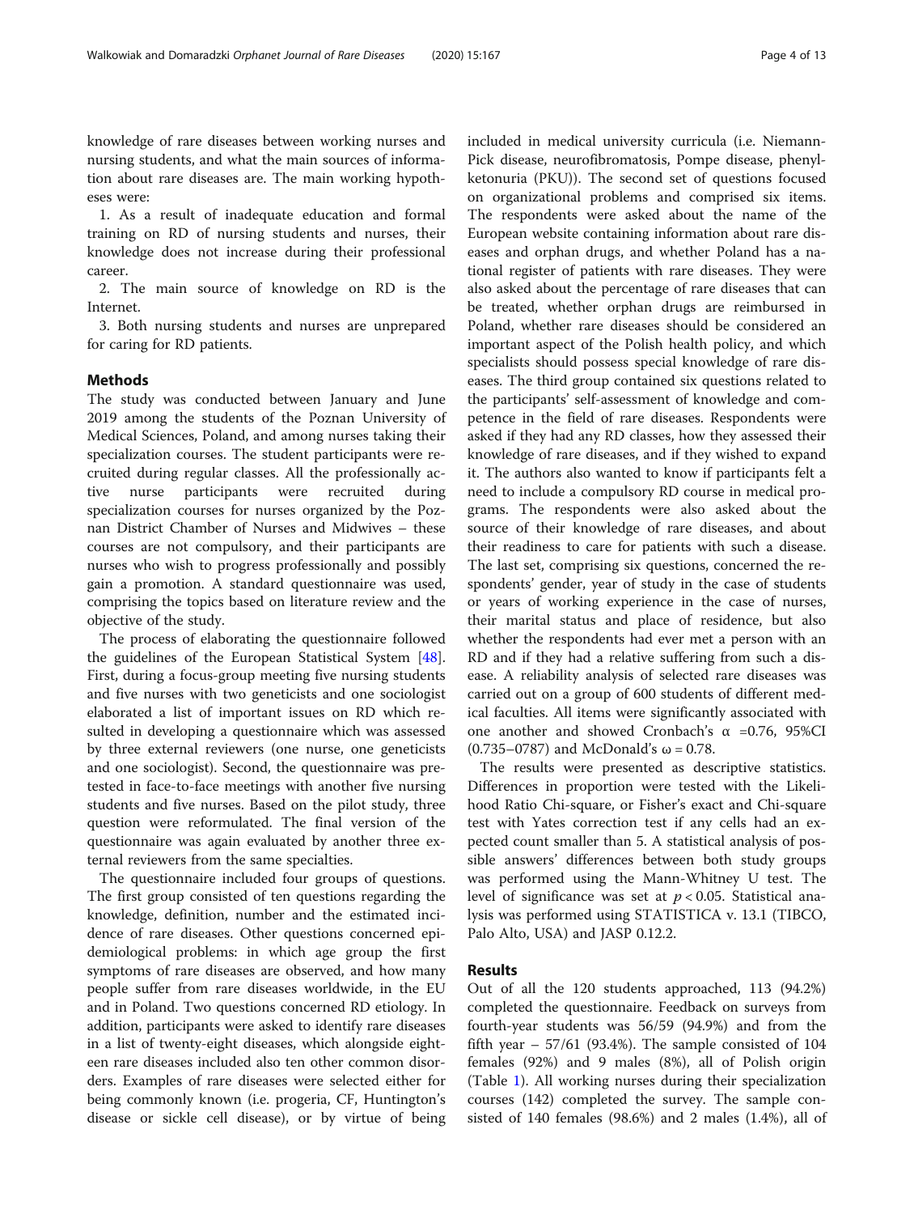knowledge of rare diseases between working nurses and nursing students, and what the main sources of information about rare diseases are. The main working hypotheses were:

1. As a result of inadequate education and formal training on RD of nursing students and nurses, their knowledge does not increase during their professional career.
2. The main source of knowledge on RD is the Internet.
3. Both nursing students and nurses are unprepared for caring for RD patients.

## Methods

The study was conducted between January and June 2019 among the students of the Poznan University of Medical Sciences, Poland, and among nurses taking their specialization courses. The student participants were recruited during regular classes. All the professionally active nurse participants were recruited during specialization courses for nurses organized by the Poznan District Chamber of Nurses and Midwives – these courses are not compulsory, and their participants are nurses who wish to progress professionally and possibly gain a promotion. A standard questionnaire was used, comprising the topics based on literature review and the objective of the study.

The process of elaborating the questionnaire followed the guidelines of the European Statistical System [48]. First, during a focus-group meeting five nursing students and five nurses with two geneticists and one sociologist elaborated a list of important issues on RD which resulted in developing a questionnaire which was assessed by three external reviewers (one nurse, one geneticists and one sociologist). Second, the questionnaire was pretested in face-to-face meetings with another five nursing students and five nurses. Based on the pilot study, three question were reformulated. The final version of the questionnaire was again evaluated by another three external reviewers from the same specialties.

The questionnaire included four groups of questions. The first group consisted of ten questions regarding the knowledge, definition, number and the estimated incidence of rare diseases. Other questions concerned epidemiological problems: in which age group the first symptoms of rare diseases are observed, and how many people suffer from rare diseases worldwide, in the EU and in Poland. Two questions concerned RD etiology. In addition, participants were asked to identify rare diseases in a list of twenty-eight diseases, which alongside eighteen rare diseases included also ten other common disorders. Examples of rare diseases were selected either for being commonly known (i.e. progeria, CF, Huntington's disease or sickle cell disease), or by virtue of being included in medical university curricula (i.e. Niemann-Pick disease, neurofibromatosis, Pompe disease, phenylketonuria (PKU)). The second set of questions focused on organizational problems and comprised six items. The respondents were asked about the name of the European website containing information about rare diseases and orphan drugs, and whether Poland has a national register of patients with rare diseases. They were also asked about the percentage of rare diseases that can be treated, whether orphan drugs are reimbursed in Poland, whether rare diseases should be considered an important aspect of the Polish health policy, and which specialists should possess special knowledge of rare diseases. The third group contained six questions related to the participants' self-assessment of knowledge and competence in the field of rare diseases. Respondents were asked if they had any RD classes, how they assessed their knowledge of rare diseases, and if they wished to expand it. The authors also wanted to know if participants felt a need to include a compulsory RD course in medical programs. The respondents were also asked about the source of their knowledge of rare diseases, and about their readiness to care for patients with such a disease. The last set, comprising six questions, concerned the respondents' gender, year of study in the case of students or years of working experience in the case of nurses, their marital status and place of residence, but also whether the respondents had ever met a person with an RD and if they had a relative suffering from such a disease. A reliability analysis of selected rare diseases was carried out on a group of 600 students of different medical faculties. All items were significantly associated with one another and showed Cronbach's $\alpha$ =0.76, 95%CI (0.735–0787) and McDonald's $\omega = 0.78$.

The results were presented as descriptive statistics. Differences in proportion were tested with the Likelihood Ratio Chi-square, or Fisher's exact and Chi-square test with Yates correction test if any cells had an expected count smaller than 5. A statistical analysis of possible answers' differences between both study groups was performed using the Mann-Whitney U test. The level of significance was set at $p < 0.05$. Statistical analysis was performed using STATISTICA v. 13.1 (TIBCO, Palo Alto, USA) and JASP 0.12.2.

## Results

Out of all the 120 students approached, 113 (94.2%) completed the questionnaire. Feedback on surveys from fourth-year students was 56/59 (94.9%) and from the fifth year – 57/61 (93.4%). The sample consisted of 104 females (92%) and 9 males (8%), all of Polish origin (Table 1). All working nurses during their specialization courses (142) completed the survey. The sample consisted of 140 females (98.6%) and 2 males (1.4%), all of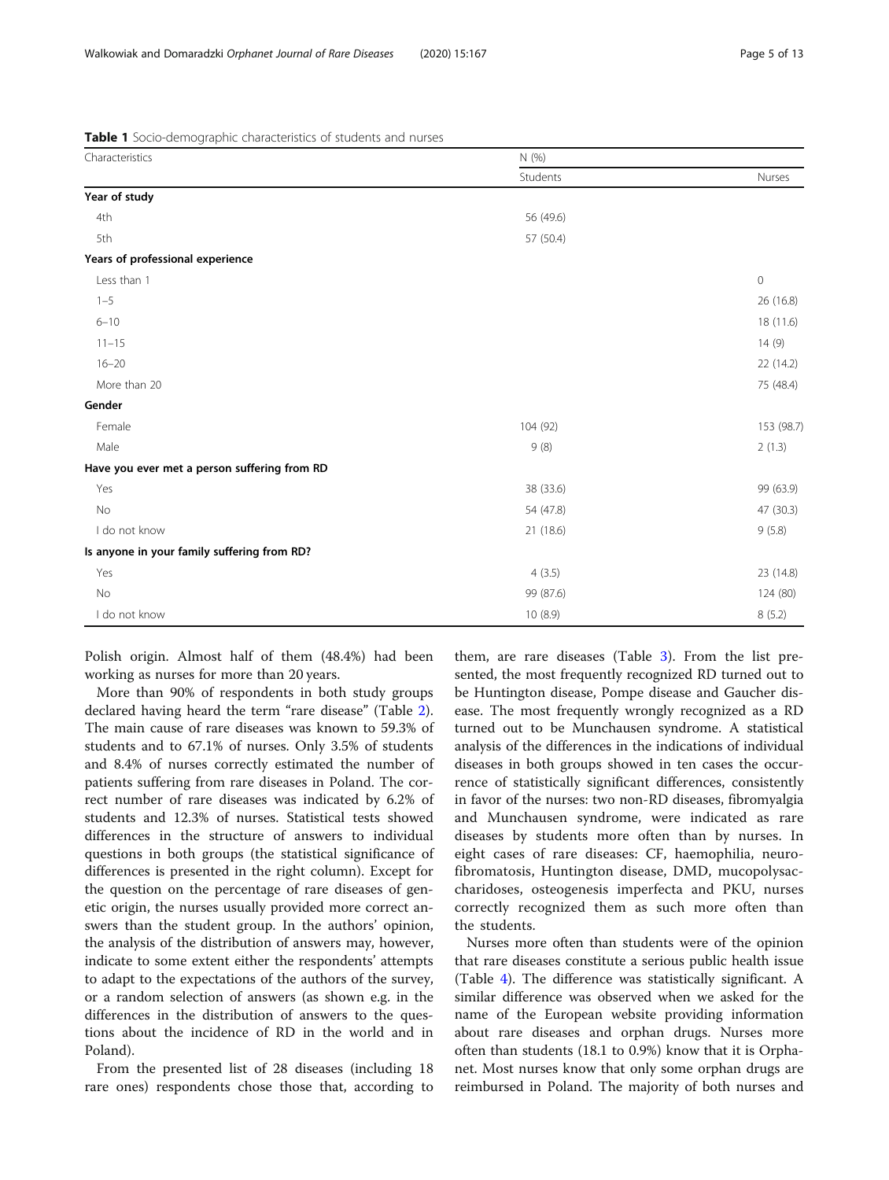**Table 1** Socio-demographic characteristics of students and nurses

| Characteristics | N (%) | |
|---|---|---|
| | Students | Nurses |
| **Year of study** | | |
| 4th | 56 (49.6) | |
| 5th | 57 (50.4) | |
| **Years of professional experience** | | |
| Less than 1 | | 0 |
| 1–5 | | 26 (16.8) |
| 6–10 | | 18 (11.6) |
| 11–15 | | 14 (9) |
| 16–20 | | 22 (14.2) |
| More than 20 | | 75 (48.4) |
| **Gender** | | |
| Female | 104 (92) | 153 (98.7) |
| Male | 9 (8) | 2 (1.3) |
| **Have you ever met a person suffering from RD** | | |
| Yes | 38 (33.6) | 99 (63.9) |
| No | 54 (47.8) | 47 (30.3) |
| I do not know | 21 (18.6) | 9 (5.8) |
| **Is anyone in your family suffering from RD?** | | |
| Yes | 4 (3.5) | 23 (14.8) |
| No | 99 (87.6) | 124 (80) |
| I do not know | 10 (8.9) | 8 (5.2) |

Polish origin. Almost half of them (48.4%) had been working as nurses for more than 20 years.

More than 90% of respondents in both study groups declared having heard the term "rare disease" (Table 2). The main cause of rare diseases was known to 59.3% of students and to 67.1% of nurses. Only 3.5% of students and 8.4% of nurses correctly estimated the number of patients suffering from rare diseases in Poland. The correct number of rare diseases was indicated by 6.2% of students and 12.3% of nurses. Statistical tests showed differences in the structure of answers to individual questions in both groups (the statistical significance of differences is presented in the right column). Except for the question on the percentage of rare diseases of genetic origin, the nurses usually provided more correct answers than the student group. In the authors' opinion, the analysis of the distribution of answers may, however, indicate to some extent either the respondents' attempts to adapt to the expectations of the authors of the survey, or a random selection of answers (as shown e.g. in the differences in the distribution of answers to the questions about the incidence of RD in the world and in Poland).

From the presented list of 28 diseases (including 18 rare ones) respondents chose those that, according to them, are rare diseases (Table 3). From the list presented, the most frequently recognized RD turned out to be Huntington disease, Pompe disease and Gaucher disease. The most frequently wrongly recognized as a RD turned out to be Munchausen syndrome. A statistical analysis of the differences in the indications of individual diseases in both groups showed in ten cases the occurrence of statistically significant differences, consistently in favor of the nurses: two non-RD diseases, fibromyalgia and Munchausen syndrome, were indicated as rare diseases by students more often than by nurses. In eight cases of rare diseases: CF, haemophilia, neurofibromatosis, Huntington disease, DMD, mucopolysaccharidoses, osteogenesis imperfecta and PKU, nurses correctly recognized them as such more often than the students.

Nurses more often than students were of the opinion that rare diseases constitute a serious public health issue (Table 4). The difference was statistically significant. A similar difference was observed when we asked for the name of the European website providing information about rare diseases and orphan drugs. Nurses more often than students (18.1 to 0.9%) know that it is Orphanet. Most nurses know that only some orphan drugs are reimbursed in Poland. The majority of both nurses and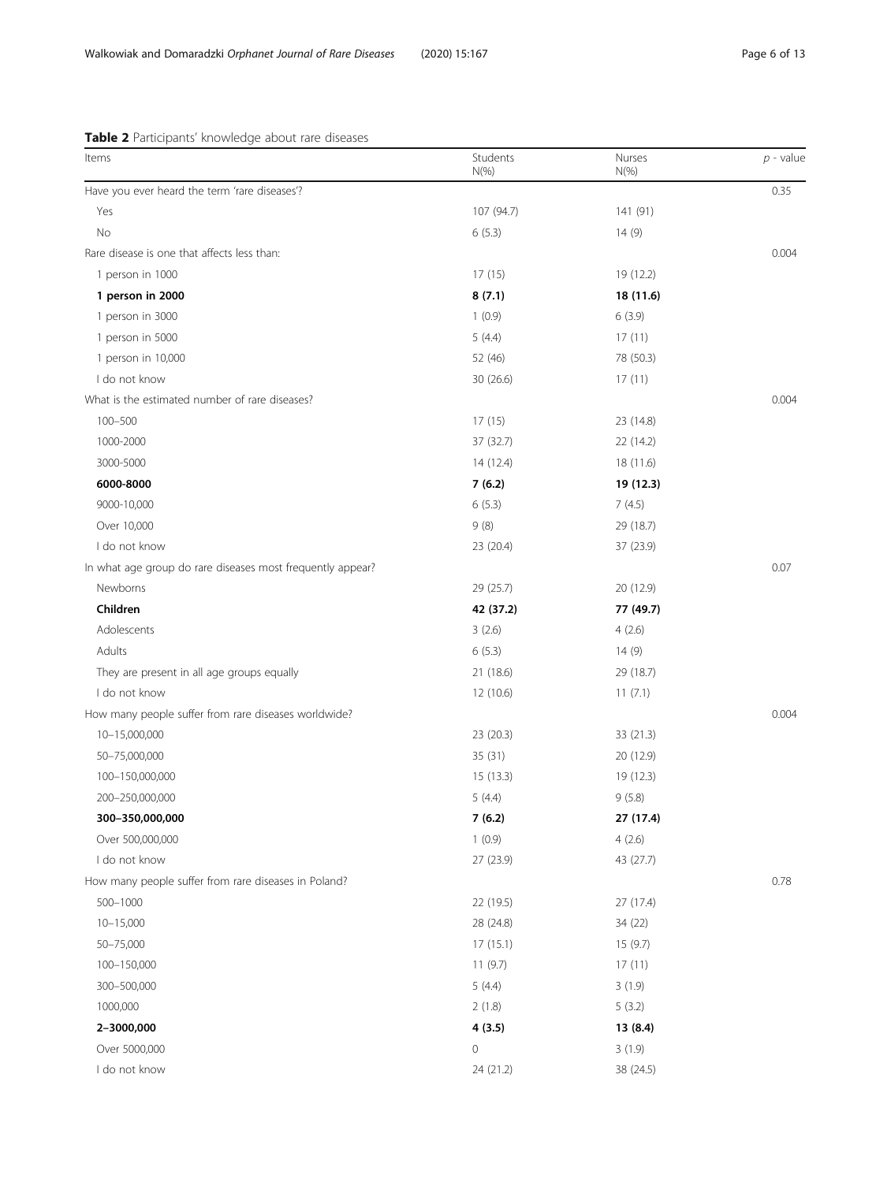**Table 2** Participants' knowledge about rare diseases

| Items | Students N(%) | Nurses N(%) | *p* - value |
|---|---|---|---|
| Have you ever heard the term 'rare diseases'? | | | 0.35 |
| Yes | 107 (94.7) | 141 (91) | |
| No | 6 (5.3) | 14 (9) | |
| Rare disease is one that affects less than: | | | 0.004 |
| 1 person in 1000 | 17 (15) | 19 (12.2) | |
| **1 person in 2000** | **8 (7.1)** | **18 (11.6)** | |
| 1 person in 3000 | 1 (0.9) | 6 (3.9) | |
| 1 person in 5000 | 5 (4.4) | 17 (11) | |
| 1 person in 10,000 | 52 (46) | 78 (50.3) | |
| I do not know | 30 (26.6) | 17 (11) | |
| What is the estimated number of rare diseases? | | | 0.004 |
| 100–500 | 17 (15) | 23 (14.8) | |
| 1000-2000 | 37 (32.7) | 22 (14.2) | |
| 3000-5000 | 14 (12.4) | 18 (11.6) | |
| **6000-8000** | **7 (6.2)** | **19 (12.3)** | |
| 9000-10,000 | 6 (5.3) | 7 (4.5) | |
| Over 10,000 | 9 (8) | 29 (18.7) | |
| I do not know | 23 (20.4) | 37 (23.9) | |
| In what age group do rare diseases most frequently appear? | | | 0.07 |
| Newborns | 29 (25.7) | 20 (12.9) | |
| **Children** | **42 (37.2)** | **77 (49.7)** | |
| Adolescents | 3 (2.6) | 4 (2.6) | |
| Adults | 6 (5.3) | 14 (9) | |
| They are present in all age groups equally | 21 (18.6) | 29 (18.7) | |
| I do not know | 12 (10.6) | 11 (7.1) | |
| How many people suffer from rare diseases worldwide? | | | 0.004 |
| 10–15,000,000 | 23 (20.3) | 33 (21.3) | |
| 50–75,000,000 | 35 (31) | 20 (12.9) | |
| 100–150,000,000 | 15 (13.3) | 19 (12.3) | |
| 200–250,000,000 | 5 (4.4) | 9 (5.8) | |
| **300–350,000,000** | **7 (6.2)** | **27 (17.4)** | |
| Over 500,000,000 | 1 (0.9) | 4 (2.6) | |
| I do not know | 27 (23.9) | 43 (27.7) | |
| How many people suffer from rare diseases in Poland? | | | 0.78 |
| 500–1000 | 22 (19.5) | 27 (17.4) | |
| 10–15,000 | 28 (24.8) | 34 (22) | |
| 50–75,000 | 17 (15.1) | 15 (9.7) | |
| 100–150,000 | 11 (9.7) | 17 (11) | |
| 300–500,000 | 5 (4.4) | 3 (1.9) | |
| 1000,000 | 2 (1.8) | 5 (3.2) | |
| **2–3000,000** | **4 (3.5)** | **13 (8.4)** | |
| Over 5000,000 | 0 | 3 (1.9) | |
| I do not know | 24 (21.2) | 38 (24.5) | |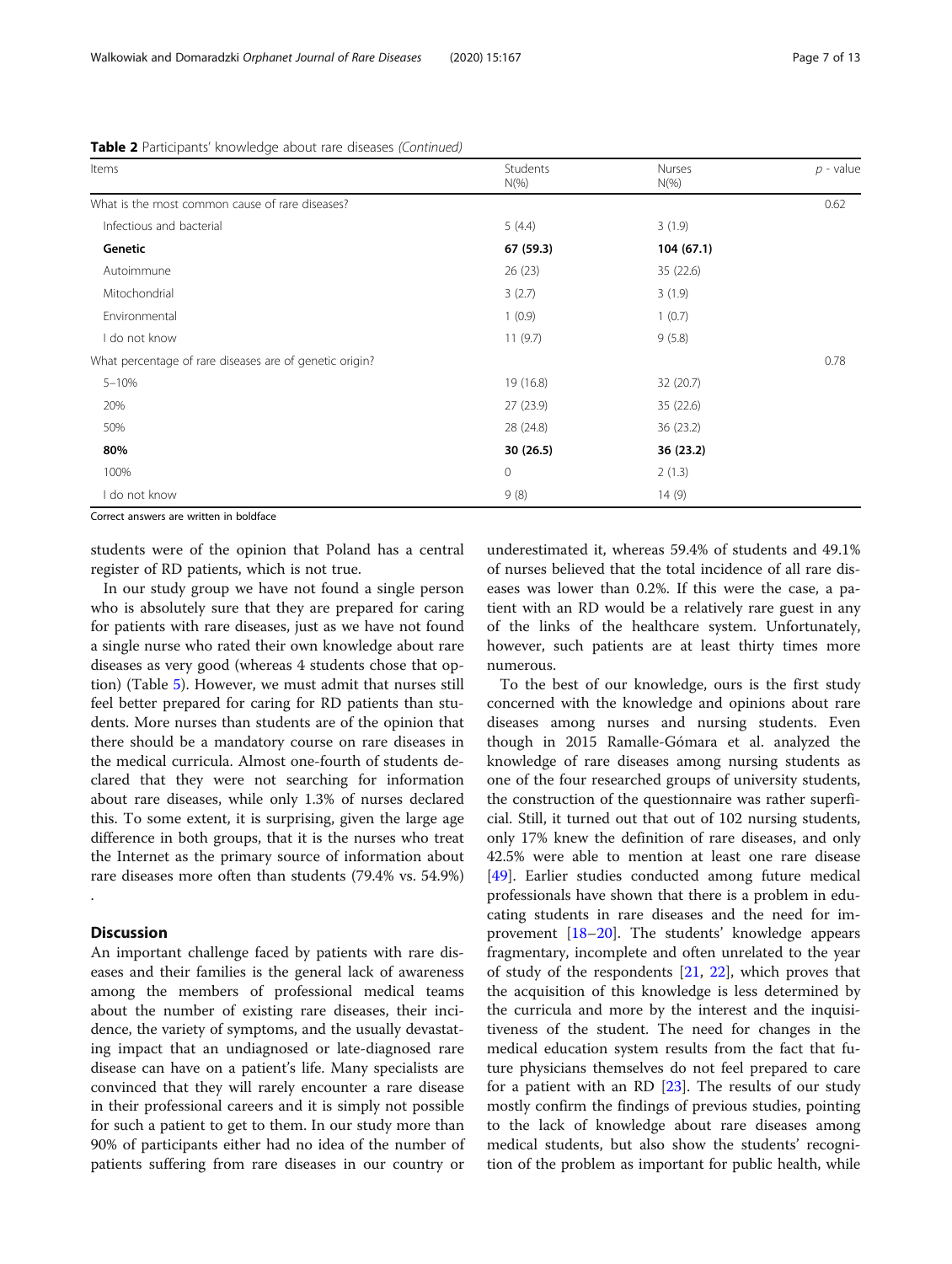**Table 2** Participants' knowledge about rare diseases *(Continued)*

| Items | Students N(%) | Nurses N(%) | *p* - value |
|---|---|---|---|
| What is the most common cause of rare diseases? | | | 0.62 |
| Infectious and bacterial | 5 (4.4) | 3 (1.9) | |
| **Genetic** | **67 (59.3)** | **104 (67.1)** | |
| Autoimmune | 26 (23) | 35 (22.6) | |
| Mitochondrial | 3 (2.7) | 3 (1.9) | |
| Environmental | 1 (0.9) | 1 (0.7) | |
| I do not know | 11 (9.7) | 9 (5.8) | |
| What percentage of rare diseases are of genetic origin? | | | 0.78 |
| 5–10% | 19 (16.8) | 32 (20.7) | |
| 20% | 27 (23.9) | 35 (22.6) | |
| 50% | 28 (24.8) | 36 (23.2) | |
| **80%** | **30 (26.5)** | **36 (23.2)** | |
| 100% | 0 | 2 (1.3) | |
| I do not know | 9 (8) | 14 (9) | |

Correct answers are written in boldface

students were of the opinion that Poland has a central register of RD patients, which is not true.

In our study group we have not found a single person who is absolutely sure that they are prepared for caring for patients with rare diseases, just as we have not found a single nurse who rated their own knowledge about rare diseases as very good (whereas 4 students chose that option) (Table 5). However, we must admit that nurses still feel better prepared for caring for RD patients than students. More nurses than students are of the opinion that there should be a mandatory course on rare diseases in the medical curricula. Almost one-fourth of students declared that they were not searching for information about rare diseases, while only 1.3% of nurses declared this. To some extent, it is surprising, given the large age difference in both groups, that it is the nurses who treat the Internet as the primary source of information about rare diseases more often than students (79.4% vs. 54.9%) .

## Discussion

An important challenge faced by patients with rare diseases and their families is the general lack of awareness among the members of professional medical teams about the number of existing rare diseases, their incidence, the variety of symptoms, and the usually devastating impact that an undiagnosed or late-diagnosed rare disease can have on a patient's life. Many specialists are convinced that they will rarely encounter a rare disease in their professional careers and it is simply not possible for such a patient to get to them. In our study more than 90% of participants either had no idea of the number of patients suffering from rare diseases in our country or underestimated it, whereas 59.4% of students and 49.1% of nurses believed that the total incidence of all rare diseases was lower than 0.2%. If this were the case, a patient with an RD would be a relatively rare guest in any of the links of the healthcare system. Unfortunately, however, such patients are at least thirty times more numerous.

To the best of our knowledge, ours is the first study concerned with the knowledge and opinions about rare diseases among nurses and nursing students. Even though in 2015 Ramalle-Gómara et al. analyzed the knowledge of rare diseases among nursing students as one of the four researched groups of university students, the construction of the questionnaire was rather superficial. Still, it turned out that out of 102 nursing students, only 17% knew the definition of rare diseases, and only 42.5% were able to mention at least one rare disease [49]. Earlier studies conducted among future medical professionals have shown that there is a problem in educating students in rare diseases and the need for improvement [18–20]. The students' knowledge appears fragmentary, incomplete and often unrelated to the year of study of the respondents [21, 22], which proves that the acquisition of this knowledge is less determined by the curricula and more by the interest and the inquisitiveness of the student. The need for changes in the medical education system results from the fact that future physicians themselves do not feel prepared to care for a patient with an RD [23]. The results of our study mostly confirm the findings of previous studies, pointing to the lack of knowledge about rare diseases among medical students, but also show the students' recognition of the problem as important for public health, while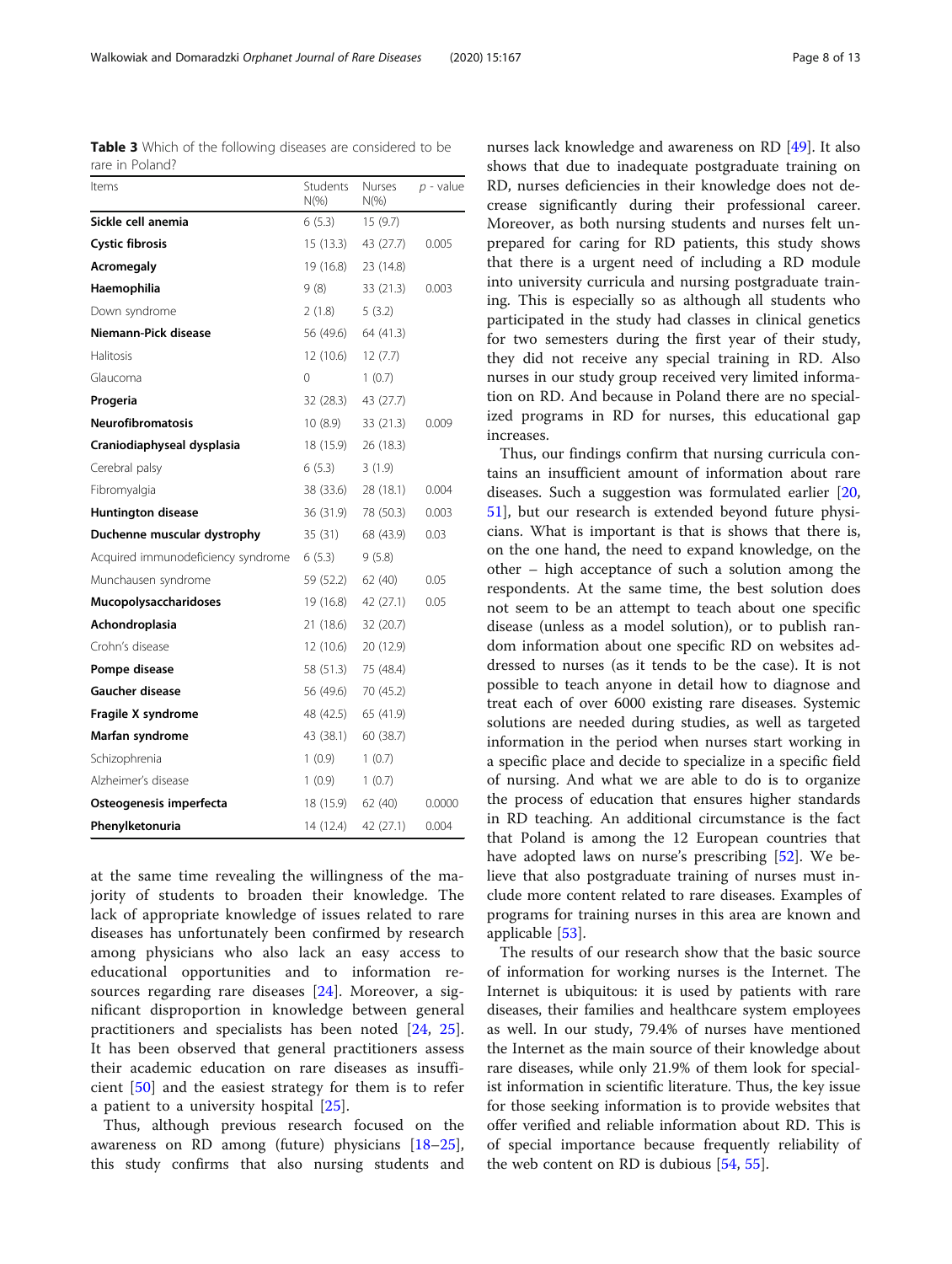**Table 3** Which of the following diseases are considered to be rare in Poland?

| Items | Students N(%) | Nurses N(%) | p - value |
|---|---|---|---|
| **Sickle cell anemia** | 6 (5.3) | 15 (9.7) | |
| **Cystic fibrosis** | 15 (13.3) | 43 (27.7) | 0.005 |
| **Acromegaly** | 19 (16.8) | 23 (14.8) | |
| **Haemophilia** | 9 (8) | 33 (21.3) | 0.003 |
| Down syndrome | 2 (1.8) | 5 (3.2) | |
| **Niemann-Pick disease** | 56 (49.6) | 64 (41.3) | |
| Halitosis | 12 (10.6) | 12 (7.7) | |
| Glaucoma | 0 | 1 (0.7) | |
| **Progeria** | 32 (28.3) | 43 (27.7) | |
| **Neurofibromatosis** | 10 (8.9) | 33 (21.3) | 0.009 |
| **Craniodiaphyseal dysplasia** | 18 (15.9) | 26 (18.3) | |
| Cerebral palsy | 6 (5.3) | 3 (1.9) | |
| Fibromyalgia | 38 (33.6) | 28 (18.1) | 0.004 |
| **Huntington disease** | 36 (31.9) | 78 (50.3) | 0.003 |
| **Duchenne muscular dystrophy** | 35 (31) | 68 (43.9) | 0.03 |
| Acquired immunodeficiency syndrome | 6 (5.3) | 9 (5.8) | |
| Munchausen syndrome | 59 (52.2) | 62 (40) | 0.05 |
| **Mucopolysaccharidoses** | 19 (16.8) | 42 (27.1) | 0.05 |
| **Achondroplasia** | 21 (18.6) | 32 (20.7) | |
| Crohn's disease | 12 (10.6) | 20 (12.9) | |
| **Pompe disease** | 58 (51.3) | 75 (48.4) | |
| **Gaucher disease** | 56 (49.6) | 70 (45.2) | |
| **Fragile X syndrome** | 48 (42.5) | 65 (41.9) | |
| **Marfan syndrome** | 43 (38.1) | 60 (38.7) | |
| Schizophrenia | 1 (0.9) | 1 (0.7) | |
| Alzheimer's disease | 1 (0.9) | 1 (0.7) | |
| **Osteogenesis imperfecta** | 18 (15.9) | 62 (40) | 0.0000 |
| **Phenylketonuria** | 14 (12.4) | 42 (27.1) | 0.004 |

at the same time revealing the willingness of the majority of students to broaden their knowledge. The lack of appropriate knowledge of issues related to rare diseases has unfortunately been confirmed by research among physicians who also lack an easy access to educational opportunities and to information resources regarding rare diseases [24]. Moreover, a significant disproportion in knowledge between general practitioners and specialists has been noted [24, 25]. It has been observed that general practitioners assess their academic education on rare diseases as insufficient [50] and the easiest strategy for them is to refer a patient to a university hospital [25].

Thus, although previous research focused on the awareness on RD among (future) physicians [18–25], this study confirms that also nursing students and nurses lack knowledge and awareness on RD [49]. It also shows that due to inadequate postgraduate training on RD, nurses deficiencies in their knowledge does not decrease significantly during their professional career. Moreover, as both nursing students and nurses felt unprepared for caring for RD patients, this study shows that there is a urgent need of including a RD module into university curricula and nursing postgraduate training. This is especially so as although all students who participated in the study had classes in clinical genetics for two semesters during the first year of their study, they did not receive any special training in RD. Also nurses in our study group received very limited information on RD. And because in Poland there are no specialized programs in RD for nurses, this educational gap increases.

Thus, our findings confirm that nursing curricula contains an insufficient amount of information about rare diseases. Such a suggestion was formulated earlier [20, 51], but our research is extended beyond future physicians. What is important is that is shows that there is, on the one hand, the need to expand knowledge, on the other – high acceptance of such a solution among the respondents. At the same time, the best solution does not seem to be an attempt to teach about one specific disease (unless as a model solution), or to publish random information about one specific RD on websites addressed to nurses (as it tends to be the case). It is not possible to teach anyone in detail how to diagnose and treat each of over 6000 existing rare diseases. Systemic solutions are needed during studies, as well as targeted information in the period when nurses start working in a specific place and decide to specialize in a specific field of nursing. And what we are able to do is to organize the process of education that ensures higher standards in RD teaching. An additional circumstance is the fact that Poland is among the 12 European countries that have adopted laws on nurse's prescribing [52]. We believe that also postgraduate training of nurses must include more content related to rare diseases. Examples of programs for training nurses in this area are known and applicable [53].

The results of our research show that the basic source of information for working nurses is the Internet. The Internet is ubiquitous: it is used by patients with rare diseases, their families and healthcare system employees as well. In our study, 79.4% of nurses have mentioned the Internet as the main source of their knowledge about rare diseases, while only 21.9% of them look for specialist information in scientific literature. Thus, the key issue for those seeking information is to provide websites that offer verified and reliable information about RD. This is of special importance because frequently reliability of the web content on RD is dubious [54, 55].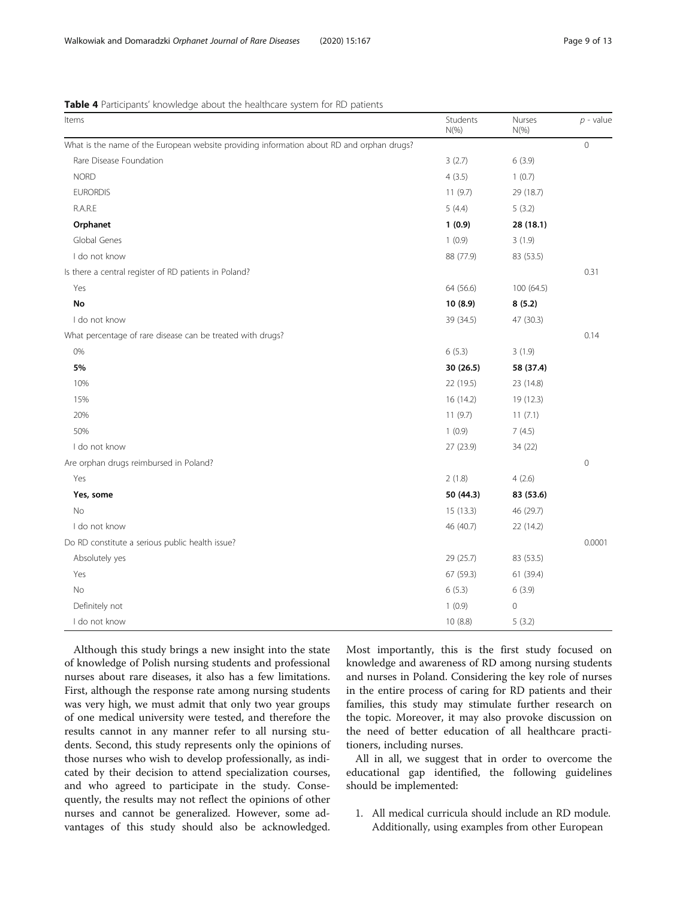**Table 4** Participants' knowledge about the healthcare system for RD patients

| Items | Students N(%) | Nurses N(%) | *p* - value |
|---|---|---|---|
| What is the name of the European website providing information about RD and orphan drugs? | | | 0 |
| Rare Disease Foundation | 3 (2.7) | 6 (3.9) | |
| NORD | 4 (3.5) | 1 (0.7) | |
| EURORDIS | 11 (9.7) | 29 (18.7) | |
| R.A.R.E | 5 (4.4) | 5 (3.2) | |
| **Orphanet** | **1 (0.9)** | **28 (18.1)** | |
| Global Genes | 1 (0.9) | 3 (1.9) | |
| I do not know | 88 (77.9) | 83 (53.5) | |
| Is there a central register of RD patients in Poland? | | | 0.31 |
| Yes | 64 (56.6) | 100 (64.5) | |
| **No** | **10 (8.9)** | **8 (5.2)** | |
| I do not know | 39 (34.5) | 47 (30.3) | |
| What percentage of rare disease can be treated with drugs? | | | 0.14 |
| 0% | 6 (5.3) | 3 (1.9) | |
| **5%** | **30 (26.5)** | **58 (37.4)** | |
| 10% | 22 (19.5) | 23 (14.8) | |
| 15% | 16 (14.2) | 19 (12.3) | |
| 20% | 11 (9.7) | 11 (7.1) | |
| 50% | 1 (0.9) | 7 (4.5) | |
| I do not know | 27 (23.9) | 34 (22) | |
| Are orphan drugs reimbursed in Poland? | | | 0 |
| Yes | 2 (1.8) | 4 (2.6) | |
| **Yes, some** | **50 (44.3)** | **83 (53.6)** | |
| No | 15 (13.3) | 46 (29.7) | |
| I do not know | 46 (40.7) | 22 (14.2) | |
| Do RD constitute a serious public health issue? | | | 0.0001 |
| Absolutely yes | 29 (25.7) | 83 (53.5) | |
| Yes | 67 (59.3) | 61 (39.4) | |
| No | 6 (5.3) | 6 (3.9) | |
| Definitely not | 1 (0.9) | 0 | |
| I do not know | 10 (8.8) | 5 (3.2) | |

Although this study brings a new insight into the state of knowledge of Polish nursing students and professional nurses about rare diseases, it also has a few limitations. First, although the response rate among nursing students was very high, we must admit that only two year groups of one medical university were tested, and therefore the results cannot in any manner refer to all nursing students. Second, this study represents only the opinions of those nurses who wish to develop professionally, as indicated by their decision to attend specialization courses, and who agreed to participate in the study. Consequently, the results may not reflect the opinions of other nurses and cannot be generalized. However, some advantages of this study should also be acknowledged. Most importantly, this is the first study focused on knowledge and awareness of RD among nursing students and nurses in Poland. Considering the key role of nurses in the entire process of caring for RD patients and their families, this study may stimulate further research on the topic. Moreover, it may also provoke discussion on the need of better education of all healthcare practitioners, including nurses.

All in all, we suggest that in order to overcome the educational gap identified, the following guidelines should be implemented:

1. All medical curricula should include an RD module. Additionally, using examples from other European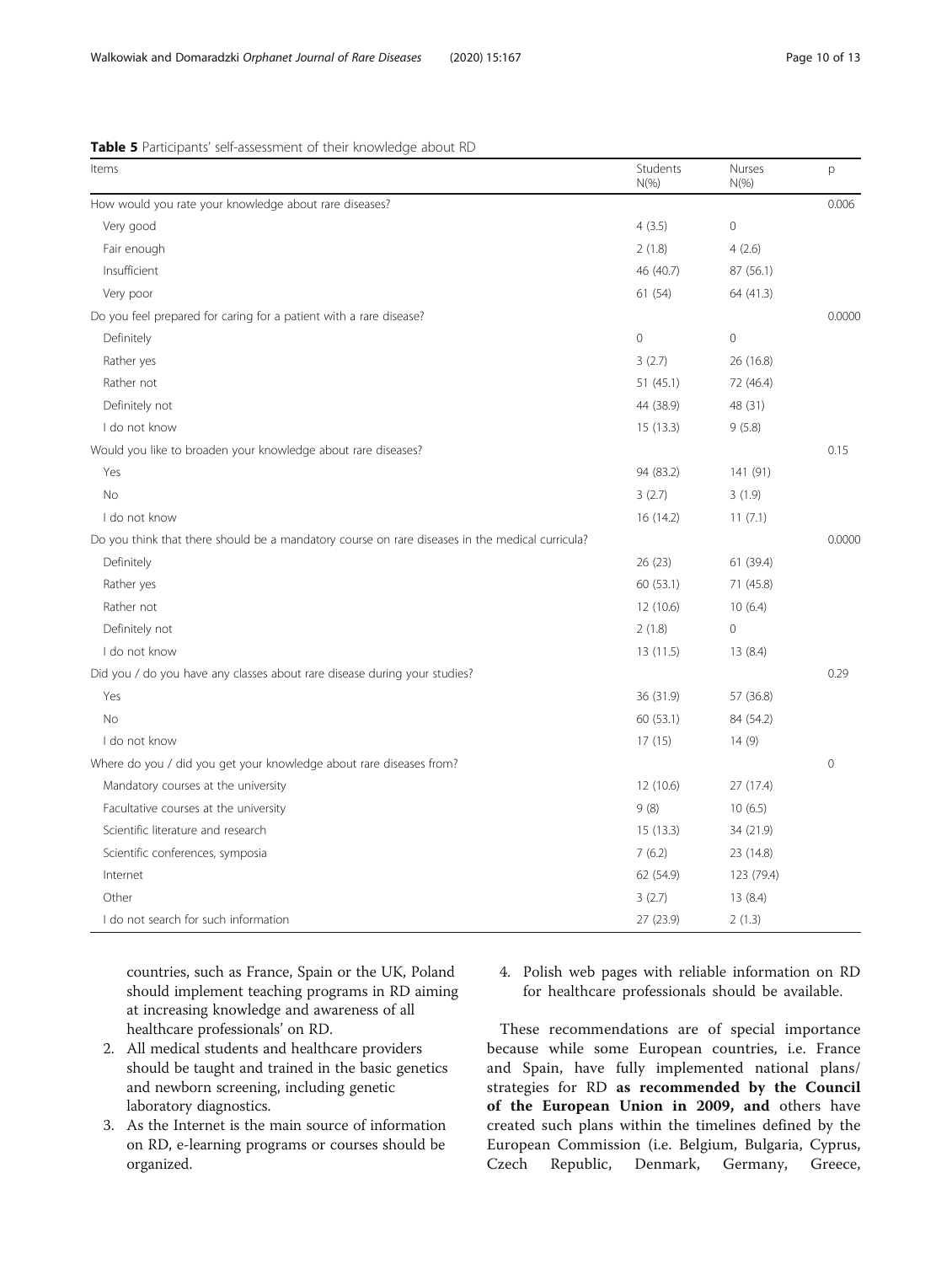**Table 5** Participants' self-assessment of their knowledge about RD

| Items | Students N(%) | Nurses N(%) | p |
|---|---|---|---|
| How would you rate your knowledge about rare diseases? | | | 0.006 |
| Very good | 4 (3.5) | 0 | |
| Fair enough | 2 (1.8) | 4 (2.6) | |
| Insufficient | 46 (40.7) | 87 (56.1) | |
| Very poor | 61 (54) | 64 (41.3) | |
| Do you feel prepared for caring for a patient with a rare disease? | | | 0.0000 |
| Definitely | 0 | 0 | |
| Rather yes | 3 (2.7) | 26 (16.8) | |
| Rather not | 51 (45.1) | 72 (46.4) | |
| Definitely not | 44 (38.9) | 48 (31) | |
| I do not know | 15 (13.3) | 9 (5.8) | |
| Would you like to broaden your knowledge about rare diseases? | | | 0.15 |
| Yes | 94 (83.2) | 141 (91) | |
| No | 3 (2.7) | 3 (1.9) | |
| I do not know | 16 (14.2) | 11 (7.1) | |
| Do you think that there should be a mandatory course on rare diseases in the medical curricula? | | | 0.0000 |
| Definitely | 26 (23) | 61 (39.4) | |
| Rather yes | 60 (53.1) | 71 (45.8) | |
| Rather not | 12 (10.6) | 10 (6.4) | |
| Definitely not | 2 (1.8) | 0 | |
| I do not know | 13 (11.5) | 13 (8.4) | |
| Did you / do you have any classes about rare disease during your studies? | | | 0.29 |
| Yes | 36 (31.9) | 57 (36.8) | |
| No | 60 (53.1) | 84 (54.2) | |
| I do not know | 17 (15) | 14 (9) | |
| Where do you / did you get your knowledge about rare diseases from? | | | 0 |
| Mandatory courses at the university | 12 (10.6) | 27 (17.4) | |
| Facultative courses at the university | 9 (8) | 10 (6.5) | |
| Scientific literature and research | 15 (13.3) | 34 (21.9) | |
| Scientific conferences, symposia | 7 (6.2) | 23 (14.8) | |
| Internet | 62 (54.9) | 123 (79.4) | |
| Other | 3 (2.7) | 13 (8.4) | |
| I do not search for such information | 27 (23.9) | 2 (1.3) | |

countries, such as France, Spain or the UK, Poland should implement teaching programs in RD aiming at increasing knowledge and awareness of all healthcare professionals' on RD.

2. All medical students and healthcare providers should be taught and trained in the basic genetics and newborn screening, including genetic laboratory diagnostics.
3. As the Internet is the main source of information on RD, e-learning programs or courses should be organized.
4. Polish web pages with reliable information on RD for healthcare professionals should be available.

These recommendations are of special importance because while some European countries, i.e. France and Spain, have fully implemented national plans/ strategies for RD **as recommended by the Council of the European Union in 2009, and** others have created such plans within the timelines defined by the European Commission (i.e. Belgium, Bulgaria, Cyprus, Czech Republic, Denmark, Germany, Greece,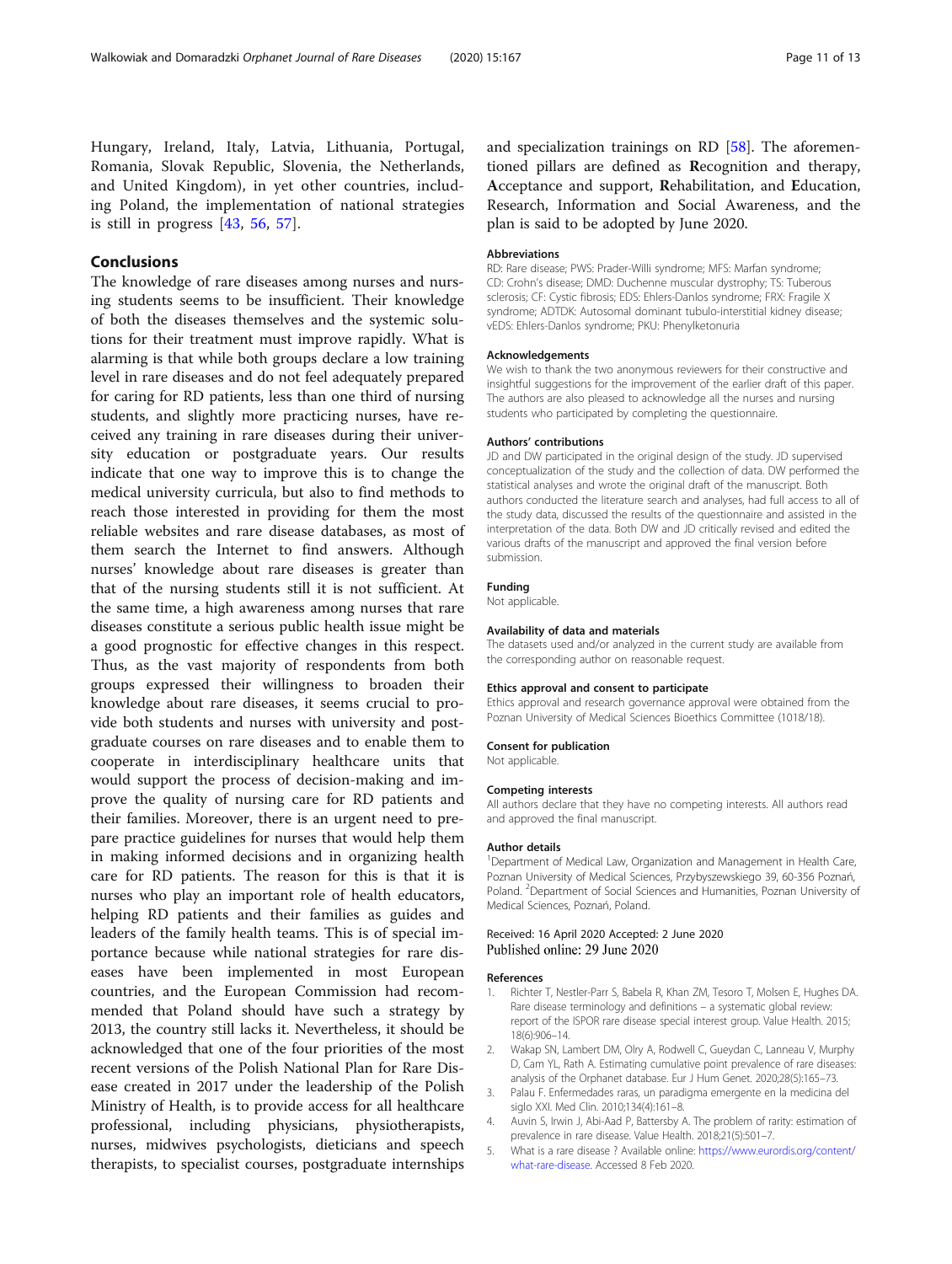Hungary, Ireland, Italy, Latvia, Lithuania, Portugal, Romania, Slovak Republic, Slovenia, the Netherlands, and United Kingdom), in yet other countries, including Poland, the implementation of national strategies is still in progress [43, 56, 57].

## Conclusions

The knowledge of rare diseases among nurses and nursing students seems to be insufficient. Their knowledge of both the diseases themselves and the systemic solutions for their treatment must improve rapidly. What is alarming is that while both groups declare a low training level in rare diseases and do not feel adequately prepared for caring for RD patients, less than one third of nursing students, and slightly more practicing nurses, have received any training in rare diseases during their university education or postgraduate years. Our results indicate that one way to improve this is to change the medical university curricula, but also to find methods to reach those interested in providing for them the most reliable websites and rare disease databases, as most of them search the Internet to find answers. Although nurses' knowledge about rare diseases is greater than that of the nursing students still it is not sufficient. At the same time, a high awareness among nurses that rare diseases constitute a serious public health issue might be a good prognostic for effective changes in this respect. Thus, as the vast majority of respondents from both groups expressed their willingness to broaden their knowledge about rare diseases, it seems crucial to provide both students and nurses with university and postgraduate courses on rare diseases and to enable them to cooperate in interdisciplinary healthcare units that would support the process of decision-making and improve the quality of nursing care for RD patients and their families. Moreover, there is an urgent need to prepare practice guidelines for nurses that would help them in making informed decisions and in organizing health care for RD patients. The reason for this is that it is nurses who play an important role of health educators, helping RD patients and their families as guides and leaders of the family health teams. This is of special importance because while national strategies for rare diseases have been implemented in most European countries, and the European Commission had recommended that Poland should have such a strategy by 2013, the country still lacks it. Nevertheless, it should be acknowledged that one of the four priorities of the most recent versions of the Polish National Plan for Rare Disease created in 2017 under the leadership of the Polish Ministry of Health, is to provide access for all healthcare professional, including physicians, physiotherapists, nurses, midwives psychologists, dieticians and speech therapists, to specialist courses, postgraduate internships and specialization trainings on RD [58]. The aforementioned pillars are defined as **R**ecognition and therapy, **A**cceptance and support, **R**ehabilitation, and **E**ducation, Research, Information and Social Awareness, and the plan is said to be adopted by June 2020.

#### Abbreviations

RD: Rare disease; PWS: Prader-Willi syndrome; MFS: Marfan syndrome; CD: Crohn's disease; DMD: Duchenne muscular dystrophy; TS: Tuberous sclerosis; CF: Cystic fibrosis; EDS: Ehlers-Danlos syndrome; FRX: Fragile X syndrome; ADTDK: Autosomal dominant tubulo-interstitial kidney disease; vEDS: Ehlers-Danlos syndrome; PKU: Phenylketonuria

#### Acknowledgements

We wish to thank the two anonymous reviewers for their constructive and insightful suggestions for the improvement of the earlier draft of this paper. The authors are also pleased to acknowledge all the nurses and nursing students who participated by completing the questionnaire.

#### Authors' contributions

JD and DW participated in the original design of the study. JD supervised conceptualization of the study and the collection of data. DW performed the statistical analyses and wrote the original draft of the manuscript. Both authors conducted the literature search and analyses, had full access to all of the study data, discussed the results of the questionnaire and assisted in the interpretation of the data. Both DW and JD critically revised and edited the various drafts of the manuscript and approved the final version before submission.

#### Funding

Not applicable.

#### Availability of data and materials

The datasets used and/or analyzed in the current study are available from the corresponding author on reasonable request.

#### Ethics approval and consent to participate

Ethics approval and research governance approval were obtained from the Poznan University of Medical Sciences Bioethics Committee (1018/18).

#### Consent for publication

Not applicable.

#### Competing interests

All authors declare that they have no competing interests. All authors read and approved the final manuscript.

#### Author details

[1]Department of Medical Law, Organization and Management in Health Care, Poznan University of Medical Sciences, Przybyszewskiego 39, 60-356 Poznań, Poland. [2]Department of Social Sciences and Humanities, Poznan University of Medical Sciences, Poznań, Poland.

Received: 16 April 2020 Accepted: 2 June 2020
Published online: 29 June 2020

#### References

1. Richter T, Nestler-Parr S, Babela R, Khan ZM, Tesoro T, Molsen E, Hughes DA. Rare disease terminology and definitions – a systematic global review: report of the ISPOR rare disease special interest group. Value Health. 2015;18(6):906–14.
2. Wakap SN, Lambert DM, Olry A, Rodwell C, Gueydan C, Lanneau V, Murphy D, Cam YL, Rath A. Estimating cumulative point prevalence of rare diseases: analysis of the Orphanet database. Eur J Hum Genet. 2020;28(5):165–73.
3. Palau F. Enfermedades raras, un paradigma emergente en la medicina del siglo XXI. Med Clin. 2010;134(4):161–8.
4. Auvin S, Irwin J, Abi-Aad P, Battersby A. The problem of rarity: estimation of prevalence in rare disease. Value Health. 2018;21(5):501–7.
5. What is a rare disease ? Available online: https://www.eurordis.org/content/what-rare-disease. Accessed 8 Feb 2020.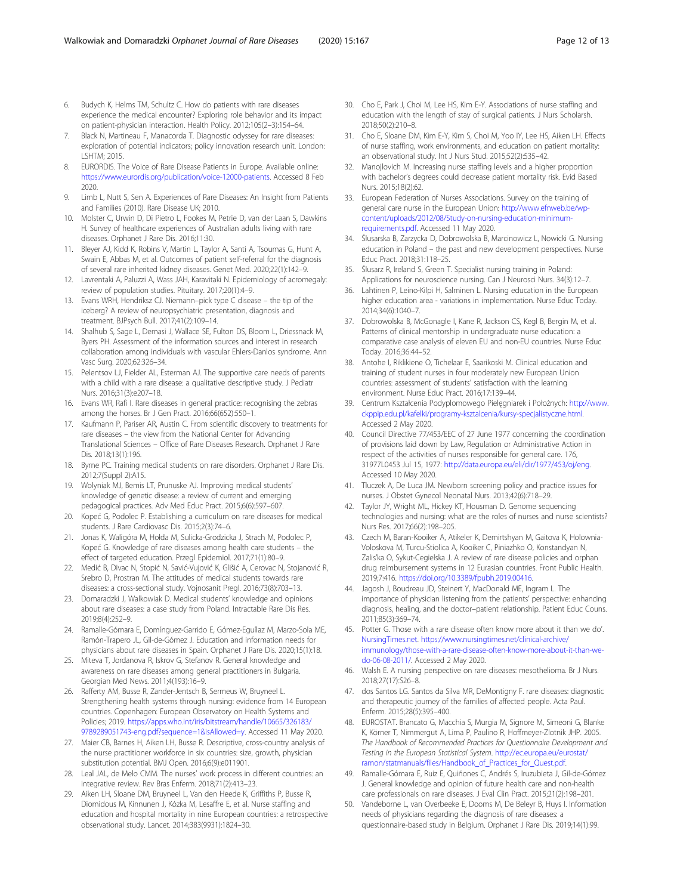6. Budych K, Helms TM, Schultz C. How do patients with rare diseases experience the medical encounter? Exploring role behavior and its impact on patient-physician interaction. Health Policy. 2012;105(2–3):154–64.
7. Black N, Martineau F, Manacorda T. Diagnostic odyssey for rare diseases: exploration of potential indicators; policy innovation research unit. London: LSHTM; 2015.
8. EURORDIS. The Voice of Rare Disease Patients in Europe. Available online: https://www.eurordis.org/publication/voice-12000-patients. Accessed 8 Feb 2020.
9. Limb L, Nutt S, Sen A. Experiences of Rare Diseases: An Insight from Patients and Families (2010). Rare Disease UK; 2010.
10. Molster C, Urwin D, Di Pietro L, Fookes M, Petrie D, van der Laan S, Dawkins H. Survey of healthcare experiences of Australian adults living with rare diseases. Orphanet J Rare Dis. 2016;11:30.
11. Bleyer AJ, Kidd K, Robins V, Martin L, Taylor A, Santi A, Tsoumas G, Hunt A, Swain E, Abbas M, et al. Outcomes of patient self-referral for the diagnosis of several rare inherited kidney diseases. Genet Med. 2020;22(1):142–9.
12. Lavrentaki A, Paluzzi A, Wass JAH, Karavitaki N. Epidemiology of acromegaly: review of population studies. Pituitary. 2017;20(1):4–9.
13. Evans WRH, Hendriksz CJ. Niemann–pick type C disease – the tip of the iceberg? A review of neuropsychiatric presentation, diagnosis and treatment. BJPsych Bull. 2017;41(2):109–14.
14. Shalhub S, Sage L, Demasi J, Wallace SE, Fulton DS, Bloom L, Driessnack M, Byers PH. Assessment of the information sources and interest in research collaboration among individuals with vascular Ehlers-Danlos syndrome. Ann Vasc Surg. 2020;62:326–34.
15. Pelentsov LJ, Fielder AL, Esterman AJ. The supportive care needs of parents with a child with a rare disease: a qualitative descriptive study. J Pediatr Nurs. 2016;31(3):e207–18.
16. Evans WR, Rafi I. Rare diseases in general practice: recognising the zebras among the horses. Br J Gen Pract. 2016;66(652):550–1.
17. Kaufmann P, Pariser AR, Austin C. From scientific discovery to treatments for rare diseases – the view from the National Center for Advancing Translational Sciences – Office of Rare Diseases Research. Orphanet J Rare Dis. 2018;13(1):196.
18. Byrne PC. Training medical students on rare disorders. Orphanet J Rare Dis. 2012;7(Suppl 2):A15.
19. Wolyniak MJ, Bemis LT, Prunuske AJ. Improving medical students' knowledge of genetic disease: a review of current and emerging pedagogical practices. Adv Med Educ Pract. 2015;6(6):597–607.
20. Kopeć G, Podolec P. Establishing a curriculum on rare diseases for medical students. J Rare Cardiovasc Dis. 2015;2(3):74–6.
21. Jonas K, Waligóra M, Hołda M, Sulicka-Grodzicka J, Strach M, Podolec P, Kopeć G. Knowledge of rare diseases among health care students – the effect of targeted education. Przegl Epidemiol. 2017;71(1):80–9.
22. Medić B, Divac N, Stopić N, Savić-Vujović K, Glišić A, Cerovac N, Stojanović R, Srebro D, Prostran M. The attitudes of medical students towards rare diseases: a cross-sectional study. Vojnosanit Pregl. 2016;73(8):703–13.
23. Domaradzki J, Walkowiak D. Medical students' knowledge and opinions about rare diseases: a case study from Poland. Intractable Rare Dis Res. 2019;8(4):252–9.
24. Ramalle-Gómara E, Domínguez-Garrido E, Gómez-Eguílaz M, Marzo-Sola ME, Ramón-Trapero JL, Gil-de-Gómez J. Education and information needs for physicians about rare diseases in Spain. Orphanet J Rare Dis. 2020;15(1):18.
25. Miteva T, Jordanova R, Iskrov G, Stefanov R. General knowledge and awareness on rare diseases among general practitioners in Bulgaria. Georgian Med News. 2011;4(193):16–9.
26. Rafferty AM, Busse R, Zander-Jentsch B, Sermeus W, Bruyneel L. Strengthening health systems through nursing: evidence from 14 European countries. Copenhagen: European Observatory on Health Systems and Policies; 2019. https://apps.who.int/iris/bitstream/handle/10665/326183/9789289051743-eng.pdf?sequence=1&isAllowed=y. Accessed 11 May 2020.
27. Maier CB, Barnes H, Aiken LH, Busse R. Descriptive, cross-country analysis of the nurse practitioner workforce in six countries: size, growth, physician substitution potential. BMJ Open. 2016;6(9):e011901.
28. Leal JAL, de Melo CMM. The nurses' work process in different countries: an integrative review. Rev Bras Enferm. 2018;71(2):413–23.
29. Aiken LH, Sloane DM, Bruyneel L, Van den Heede K, Griffiths P, Busse R, Diomidous M, Kinnunen J, Kózka M, Lesaffre E, et al. Nurse staffing and education and hospital mortality in nine European countries: a retrospective observational study. Lancet. 2014;383(9931):1824–30.
30. Cho E, Park J, Choi M, Lee HS, Kim E-Y. Associations of nurse staffing and education with the length of stay of surgical patients. J Nurs Scholarsh. 2018;50(2):210–8.
31. Cho E, Sloane DM, Kim E-Y, Kim S, Choi M, Yoo IY, Lee HS, Aiken LH. Effects of nurse staffing, work environments, and education on patient mortality: an observational study. Int J Nurs Stud. 2015;52(2):535–42.
32. Manojlovich M. Increasing nurse staffing levels and a higher proportion with bachelor's degrees could decrease patient mortality risk. Evid Based Nurs. 2015;18(2):62.
33. European Federation of Nurses Associations. Survey on the training of general care nurse in the European Union: http://www.efnweb.be/wp-content/uploads/2012/08/Study-on-nursing-education-minimum-requirements.pdf. Accessed 11 May 2020.
34. Ślusarska B, Zarzycka D, Dobrowolska B, Marcinowicz L, Nowicki G. Nursing education in Poland – the past and new development perspectives. Nurse Educ Pract. 2018;31:118–25.
35. Ślusarz R, Ireland S, Green T. Specialist nursing training in Poland: Applications for neuroscience nursing. Can J Neurosci Nurs. 34(3):12–7.
36. Lahtinen P, Leino-Kilpi H, Salminen L. Nursing education in the European higher education area - variations in implementation. Nurse Educ Today. 2014;34(6):1040–7.
37. Dobrowolska B, McGonagle I, Kane R, Jackson CS, Kegl B, Bergin M, et al. Patterns of clinical mentorship in undergraduate nurse education: a comparative case analysis of eleven EU and non-EU countries. Nurse Educ Today. 2016;36:44–52.
38. Antohe I, Riklikiene O, Tichelaar E, Saarikoski M. Clinical education and training of student nurses in four moderately new European Union countries: assessment of students' satisfaction with the learning environment. Nurse Educ Pract. 2016;17:139–44.
39. Centrum Kształcenia Podyplomowego Pielęgniarek i Położnych: http://www.ckppip.edu.pl/kafelki/programy-ksztalcenia/kursy-specjalistyczne.html. Accessed 2 May 2020.
40. Council Directive 77/453/EEC of 27 June 1977 concerning the coordination of provisions laid down by Law, Regulation or Administrative Action in respect of the activities of nurses responsible for general care. 176, 31977L0453 Jul 15, 1977: http://data.europa.eu/eli/dir/1977/453/oj/eng. Accessed 10 May 2020.
41. Tluczek A, De Luca JM. Newborn screening policy and practice issues for nurses. J Obstet Gynecol Neonatal Nurs. 2013;42(6):718–29.
42. Taylor JY, Wright ML, Hickey KT, Housman D. Genome sequencing technologies and nursing: what are the roles of nurses and nurse scientists? Nurs Res. 2017;66(2):198–205.
43. Czech M, Baran-Kooiker A, Atikeler K, Demirtshyan M, Gaitova K, Holownia-Voloskova M, Turcu-Stiolica A, Kooiker C, Piniazhko O, Konstandyan N, Zalis'ka O, Sykut-Cegielska J. A review of rare disease policies and orphan drug reimbursement systems in 12 Eurasian countries. Front Public Health. 2019;7:416. https://doi.org/10.3389/fpubh.2019.00416.
44. Jagosh J, Boudreau JD, Steinert Y, MacDonald ME, Ingram L. The importance of physician listening from the patients' perspective: enhancing diagnosis, healing, and the doctor–patient relationship. Patient Educ Couns. 2011;85(3):369–74.
45. Potter G. Those with a rare disease often know more about it than we do'. NursingTimes.net. https://www.nursingtimes.net/clinical-archive/immunology/those-with-a-rare-disease-often-know-more-about-it-than-we-do-06-08-2011/. Accessed 2 May 2020.
46. Walsh E. A nursing perspective on rare diseases: mesothelioma. Br J Nurs. 2018;27(17):S26–8.
47. dos Santos LG. Santos da Silva MR, DeMontigny F. rare diseases: diagnostic and therapeutic journey of the families of affected people. Acta Paul. Enferm. 2015;28(5):395–400.
48. EUROSTAT. Brancato G, Macchia S, Murgia M, Signore M, Simeoni G, Blanke K, Körner T, Nimmergut A, Lima P, Paulino R, Hoffmeyer-Zlotnik JHP. 2005. *The Handbook of Recommended Practices for Questionnaire Development and Testing in the European Statistical System.* http://ec.europa.eu/eurostat/ramon/statmanuals/files/Handbook_of_Practices_for_Quest.pdf.
49. Ramalle-Gómara E, Ruiz E, Quiñones C, Andrés S, Iruzubieta J, Gil-de-Gómez J. General knowledge and opinion of future health care and non-health care professionals on rare diseases. J Eval Clin Pract. 2015;21(2):198–201.
50. Vandeborne L, van Overbeeke E, Dooms M, De Beleyr B, Huys I. Information needs of physicians regarding the diagnosis of rare diseases: a questionnaire-based study in Belgium. Orphanet J Rare Dis. 2019;14(1):99.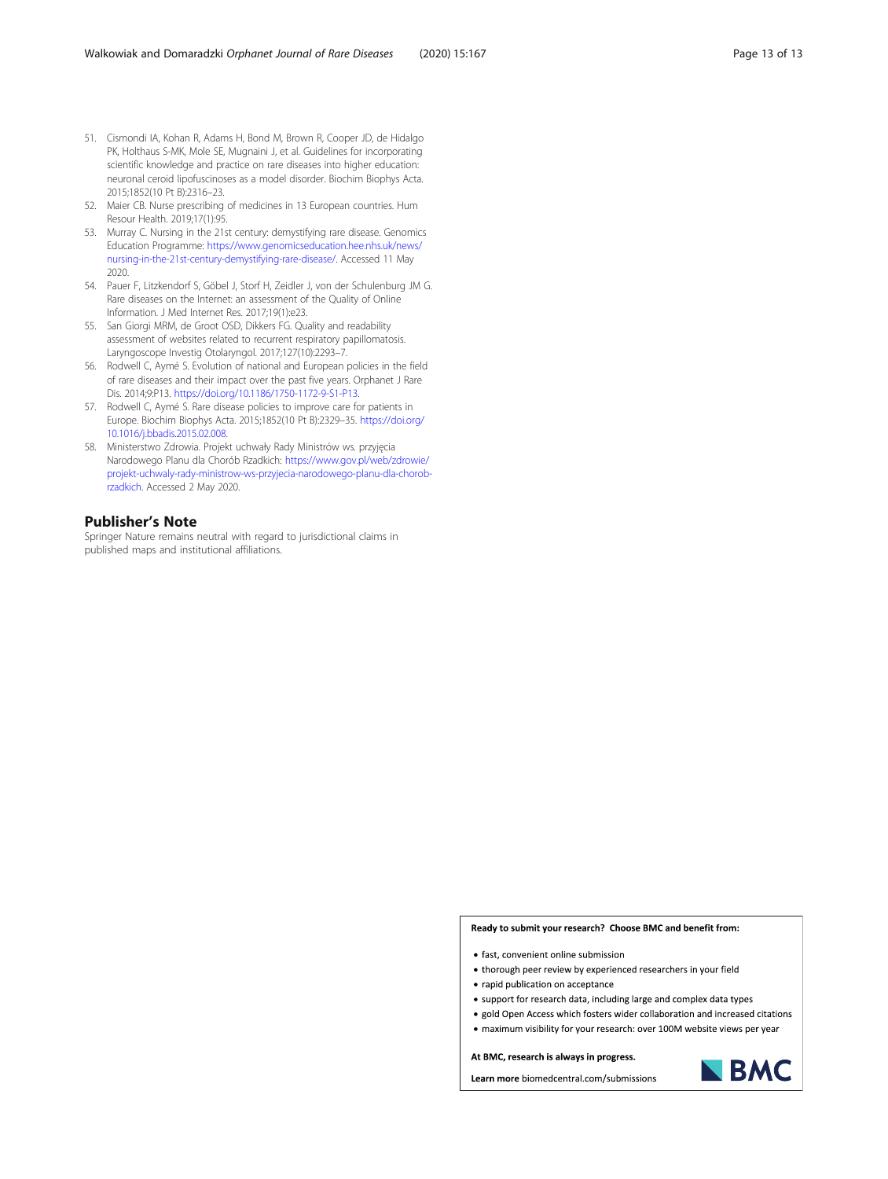51. Cismondi IA, Kohan R, Adams H, Bond M, Brown R, Cooper JD, de Hidalgo PK, Holthaus S-MK, Mole SE, Mugnaini J, et al. Guidelines for incorporating scientific knowledge and practice on rare diseases into higher education: neuronal ceroid lipofuscinoses as a model disorder. Biochim Biophys Acta. 2015;1852(10 Pt B):2316–23.
52. Maier CB. Nurse prescribing of medicines in 13 European countries. Hum Resour Health. 2019;17(1):95.
53. Murray C. Nursing in the 21st century: demystifying rare disease. Genomics Education Programme: https://www.genomicseducation.hee.nhs.uk/news/nursing-in-the-21st-century-demystifying-rare-disease/. Accessed 11 May 2020.
54. Pauer F, Litzkendorf S, Göbel J, Storf H, Zeidler J, von der Schulenburg JM G. Rare diseases on the Internet: an assessment of the Quality of Online Information. J Med Internet Res. 2017;19(1):e23.
55. San Giorgi MRM, de Groot OSD, Dikkers FG. Quality and readability assessment of websites related to recurrent respiratory papillomatosis. Laryngoscope Investig Otolaryngol. 2017;127(10):2293–7.
56. Rodwell C, Aymé S. Evolution of national and European policies in the field of rare diseases and their impact over the past five years. Orphanet J Rare Dis. 2014;9:P13. https://doi.org/10.1186/1750-1172-9-S1-P13.
57. Rodwell C, Aymé S. Rare disease policies to improve care for patients in Europe. Biochim Biophys Acta. 2015;1852(10 Pt B):2329–35. https://doi.org/10.1016/j.bbadis.2015.02.008.
58. Ministerstwo Zdrowia. Projekt uchwały Rady Ministrów ws. przyjęcia Narodowego Planu dla Chorób Rzadkich: https://www.gov.pl/web/zdrowie/projekt-uchwaly-rady-ministrow-ws-przyjecia-narodowego-planu-dla-chorob-rzadkich. Accessed 2 May 2020.

## Publisher's Note

Springer Nature remains neutral with regard to jurisdictional claims in published maps and institutional affiliations.

**Ready to submit your research? Choose BMC and benefit from:**

- fast, convenient online submission
- thorough peer review by experienced researchers in your field
- rapid publication on acceptance
- support for research data, including large and complex data types
- gold Open Access which fosters wider collaboration and increased citations
- maximum visibility for your research: over 100M website views per year

**At BMC, research is always in progress.**

**Learn more** biomedcentral.com/submissions

BMC